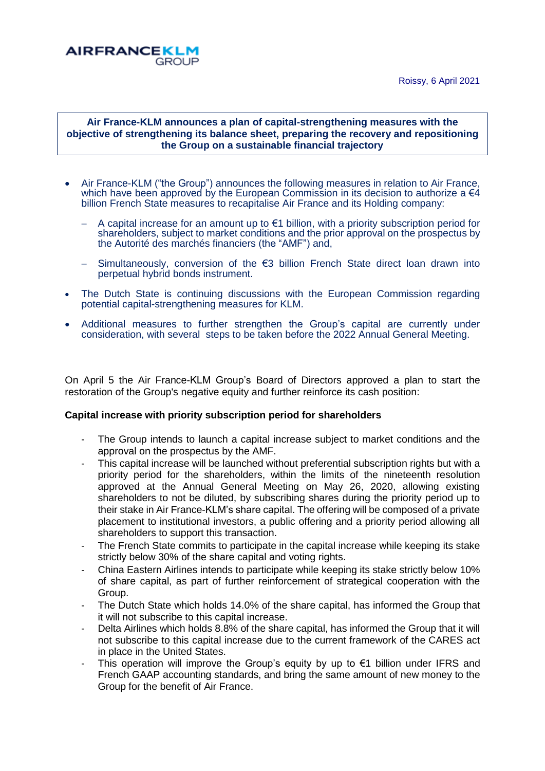AIRFRANCEKLM GROUP

Roissy, 6 April 2021

**Air France-KLM announces a plan of capital-strengthening measures with the objective of strengthening its balance sheet, preparing the recovery and repositioning the Group on a sustainable financial trajectory**

- Air France-KLM ("the Group") announces the following measures in relation to Air France, which have been approved by the European Commission in its decision to authorize a €4 billion French State measures to recapitalise Air France and its Holding company:
  - A capital increase for an amount up to €1 billion, with a priority subscription period for shareholders, subject to market conditions and the prior approval on the prospectus by the Autorité des marchés financiers (the "AMF") and,
  - Simultaneously, conversion of the €3 billion French State direct loan drawn into perpetual hybrid bonds instrument.
- The Dutch State is continuing discussions with the European Commission regarding potential capital-strengthening measures for KLM.
- Additional measures to further strengthen the Group's capital are currently under consideration, with several steps to be taken before the 2022 Annual General Meeting.

On April 5 the Air France-KLM Group's Board of Directors approved a plan to start the restoration of the Group's negative equity and further reinforce its cash position:

**Capital increase with priority subscription period for shareholders**

- The Group intends to launch a capital increase subject to market conditions and the approval on the prospectus by the AMF.
- This capital increase will be launched without preferential subscription rights but with a priority period for the shareholders, within the limits of the nineteenth resolution approved at the Annual General Meeting on May 26, 2020, allowing existing shareholders to not be diluted, by subscribing shares during the priority period up to their stake in Air France-KLM's share capital. The offering will be composed of a private placement to institutional investors, a public offering and a priority period allowing all shareholders to support this transaction.
- The French State commits to participate in the capital increase while keeping its stake strictly below 30% of the share capital and voting rights.
- China Eastern Airlines intends to participate while keeping its stake strictly below 10% of share capital, as part of further reinforcement of strategical cooperation with the Group.
- The Dutch State which holds 14.0% of the share capital, has informed the Group that it will not subscribe to this capital increase.
- Delta Airlines which holds 8.8% of the share capital, has informed the Group that it will not subscribe to this capital increase due to the current framework of the CARES act in place in the United States.
- This operation will improve the Group's equity by up to €1 billion under IFRS and French GAAP accounting standards, and bring the same amount of new money to the Group for the benefit of Air France.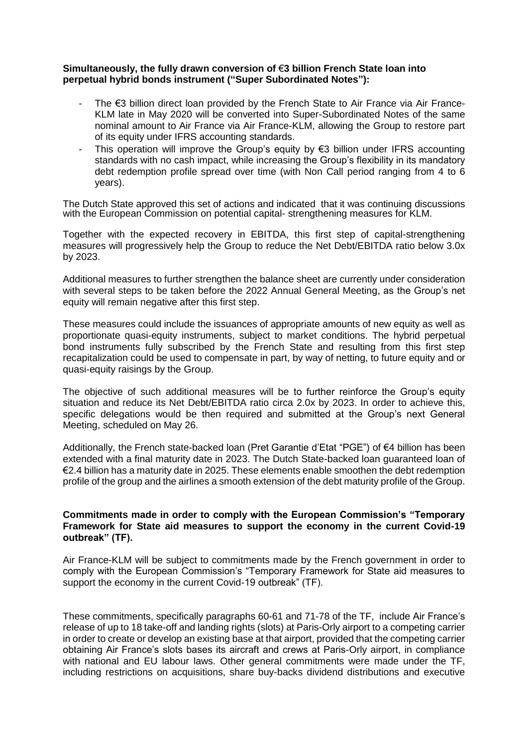**Simultaneously, the fully drawn conversion of €3 billion French State loan into perpetual hybrid bonds instrument ("Super Subordinated Notes"):**

- The €3 billion direct loan provided by the French State to Air France via Air France-KLM late in May 2020 will be converted into Super-Subordinated Notes of the same nominal amount to Air France via Air France-KLM, allowing the Group to restore part of its equity under IFRS accounting standards.
- This operation will improve the Group's equity by €3 billion under IFRS accounting standards with no cash impact, while increasing the Group's flexibility in its mandatory debt redemption profile spread over time (with Non Call period ranging from 4 to 6 years).

The Dutch State approved this set of actions and indicated that it was continuing discussions with the European Commission on potential capital- strengthening measures for KLM.

Together with the expected recovery in EBITDA, this first step of capital-strengthening measures will progressively help the Group to reduce the Net Debt/EBITDA ratio below 3.0x by 2023.

Additional measures to further strengthen the balance sheet are currently under consideration with several steps to be taken before the 2022 Annual General Meeting, as the Group's net equity will remain negative after this first step.

These measures could include the issuances of appropriate amounts of new equity as well as proportionate quasi-equity instruments, subject to market conditions. The hybrid perpetual bond instruments fully subscribed by the French State and resulting from this first step recapitalization could be used to compensate in part, by way of netting, to future equity and or quasi-equity raisings by the Group.

The objective of such additional measures will be to further reinforce the Group's equity situation and reduce its Net Debt/EBITDA ratio circa 2.0x by 2023. In order to achieve this, specific delegations would be then required and submitted at the Group's next General Meeting, scheduled on May 26.

Additionally, the French state-backed loan (Pret Garantie d'Etat "PGE") of €4 billion has been extended with a final maturity date in 2023. The Dutch State-backed loan guaranteed loan of €2.4 billion has a maturity date in 2025. These elements enable smoothen the debt redemption profile of the group and the airlines a smooth extension of the debt maturity profile of the Group.

**Commitments made in order to comply with the European Commission's "Temporary Framework for State aid measures to support the economy in the current Covid-19 outbreak" (TF).**

Air France-KLM will be subject to commitments made by the French government in order to comply with the European Commission's "Temporary Framework for State aid measures to support the economy in the current Covid-19 outbreak" (TF).

These commitments, specifically paragraphs 60-61 and 71-78 of the TF, include Air France's release of up to 18 take-off and landing rights (slots) at Paris-Orly airport to a competing carrier in order to create or develop an existing base at that airport, provided that the competing carrier obtaining Air France's slots bases its aircraft and crews at Paris-Orly airport, in compliance with national and EU labour laws. Other general commitments were made under the TF, including restrictions on acquisitions, share buy-backs dividend distributions and executive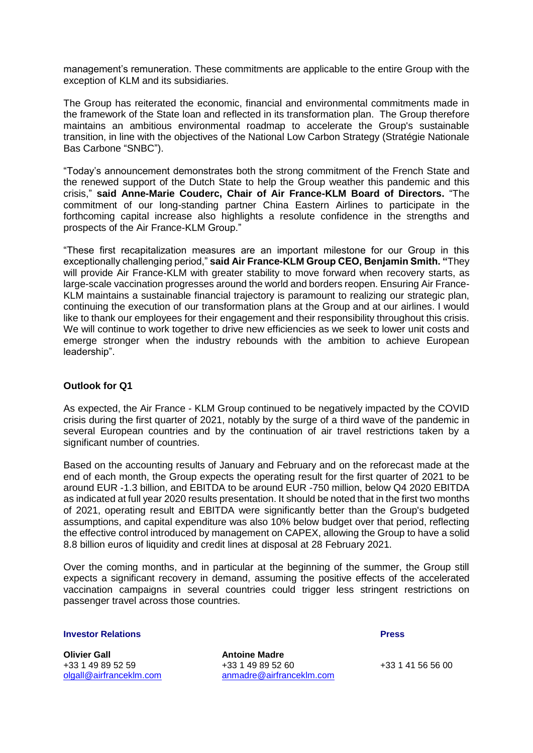management's remuneration. These commitments are applicable to the entire Group with the exception of KLM and its subsidiaries.

The Group has reiterated the economic, financial and environmental commitments made in the framework of the State loan and reflected in its transformation plan. The Group therefore maintains an ambitious environmental roadmap to accelerate the Group's sustainable transition, in line with the objectives of the National Low Carbon Strategy (Stratégie Nationale Bas Carbone "SNBC").

"Today's announcement demonstrates both the strong commitment of the French State and the renewed support of the Dutch State to help the Group weather this pandemic and this crisis," **said Anne-Marie Couderc, Chair of Air France-KLM Board of Directors.** "The commitment of our long-standing partner China Eastern Airlines to participate in the forthcoming capital increase also highlights a resolute confidence in the strengths and prospects of the Air France-KLM Group."

"These first recapitalization measures are an important milestone for our Group in this exceptionally challenging period," **said Air France-KLM Group CEO, Benjamin Smith.** "They will provide Air France-KLM with greater stability to move forward when recovery starts, as large-scale vaccination progresses around the world and borders reopen. Ensuring Air France-KLM maintains a sustainable financial trajectory is paramount to realizing our strategic plan, continuing the execution of our transformation plans at the Group and at our airlines. I would like to thank our employees for their engagement and their responsibility throughout this crisis. We will continue to work together to drive new efficiencies as we seek to lower unit costs and emerge stronger when the industry rebounds with the ambition to achieve European leadership".

## Outlook for Q1

As expected, the Air France - KLM Group continued to be negatively impacted by the COVID crisis during the first quarter of 2021, notably by the surge of a third wave of the pandemic in several European countries and by the continuation of air travel restrictions taken by a significant number of countries.

Based on the accounting results of January and February and on the reforecast made at the end of each month, the Group expects the operating result for the first quarter of 2021 to be around EUR -1.3 billion, and EBITDA to be around EUR -750 million, below Q4 2020 EBITDA as indicated at full year 2020 results presentation. It should be noted that in the first two months of 2021, operating result and EBITDA were significantly better than the Group's budgeted assumptions, and capital expenditure was also 10% below budget over that period, reflecting the effective control introduced by management on CAPEX, allowing the Group to have a solid 8.8 billion euros of liquidity and credit lines at disposal at 28 February 2021.

Over the coming months, and in particular at the beginning of the summer, the Group still expects a significant recovery in demand, assuming the positive effects of the accelerated vaccination campaigns in several countries could trigger less stringent restrictions on passenger travel across those countries.

**Investor Relations**

**Olivier Gall**
+33 1 49 89 52 59
olgall@airfranceklm.com

**Antoine Madre**
+33 1 49 89 52 60
anmadre@airfranceklm.com

**Press**

+33 1 41 56 56 00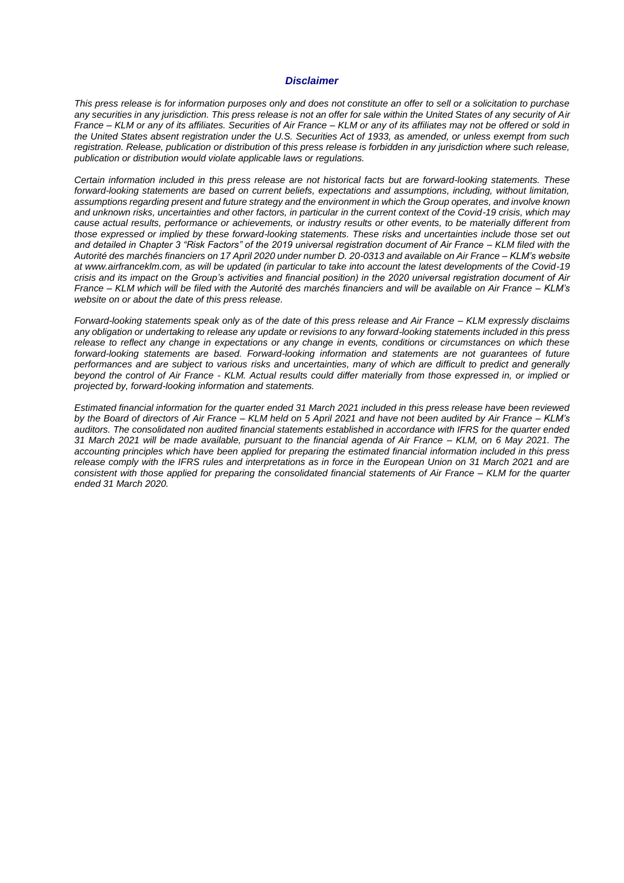***Disclaimer***

*This press release is for information purposes only and does not constitute an offer to sell or a solicitation to purchase any securities in any jurisdiction. This press release is not an offer for sale within the United States of any security of Air France – KLM or any of its affiliates. Securities of Air France – KLM or any of its affiliates may not be offered or sold in the United States absent registration under the U.S. Securities Act of 1933, as amended, or unless exempt from such registration. Release, publication or distribution of this press release is forbidden in any jurisdiction where such release, publication or distribution would violate applicable laws or regulations.*

*Certain information included in this press release are not historical facts but are forward-looking statements. These forward-looking statements are based on current beliefs, expectations and assumptions, including, without limitation, assumptions regarding present and future strategy and the environment in which the Group operates, and involve known and unknown risks, uncertainties and other factors, in particular in the current context of the Covid-19 crisis, which may cause actual results, performance or achievements, or industry results or other events, to be materially different from those expressed or implied by these forward-looking statements. These risks and uncertainties include those set out and detailed in Chapter 3 "Risk Factors" of the 2019 universal registration document of Air France – KLM filed with the Autorité des marchés financiers on 17 April 2020 under number D. 20-0313 and available on Air France – KLM's website at www.airfranceklm.com, as will be updated (in particular to take into account the latest developments of the Covid-19 crisis and its impact on the Group's activities and financial position) in the 2020 universal registration document of Air France – KLM which will be filed with the Autorité des marchés financiers and will be available on Air France – KLM's website on or about the date of this press release.*

*Forward-looking statements speak only as of the date of this press release and Air France – KLM expressly disclaims any obligation or undertaking to release any update or revisions to any forward-looking statements included in this press release to reflect any change in expectations or any change in events, conditions or circumstances on which these forward-looking statements are based. Forward-looking information and statements are not guarantees of future performances and are subject to various risks and uncertainties, many of which are difficult to predict and generally beyond the control of Air France - KLM. Actual results could differ materially from those expressed in, or implied or projected by, forward-looking information and statements.*

*Estimated financial information for the quarter ended 31 March 2021 included in this press release have been reviewed by the Board of directors of Air France – KLM held on 5 April 2021 and have not been audited by Air France – KLM's auditors. The consolidated non audited financial statements established in accordance with IFRS for the quarter ended 31 March 2021 will be made available, pursuant to the financial agenda of Air France – KLM, on 6 May 2021. The accounting principles which have been applied for preparing the estimated financial information included in this press release comply with the IFRS rules and interpretations as in force in the European Union on 31 March 2021 and are consistent with those applied for preparing the consolidated financial statements of Air France – KLM for the quarter ended 31 March 2020.*